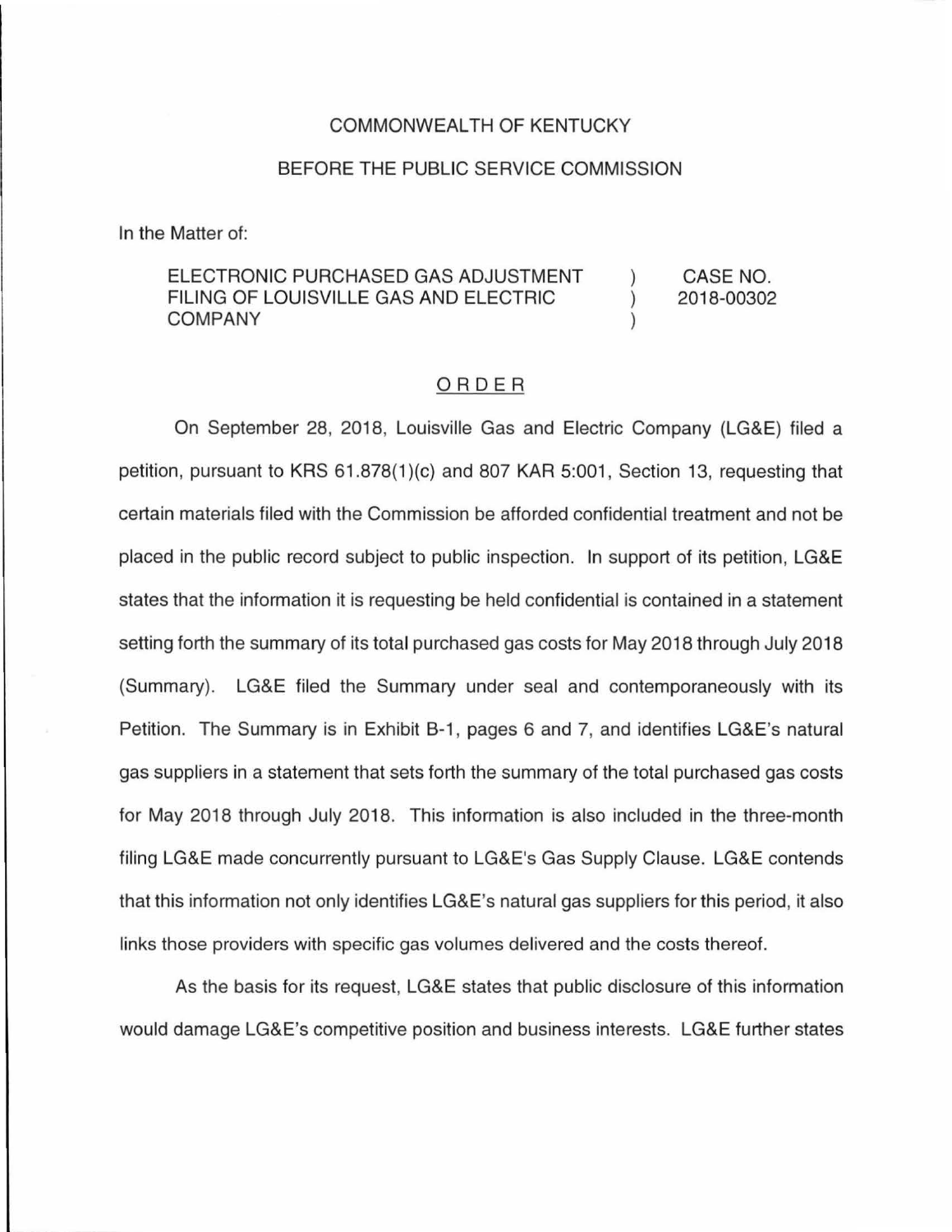COMMONWEALTH OF KENTUCKY

BEFORE THE PUBLIC SERVICE COMMISSION

In the Matter of:

| | | |
|---|---|---|
| ELECTRONIC PURCHASED GAS ADJUSTMENT FILING OF LOUISVILLE GAS AND ELECTRIC COMPANY | ) ) ) | CASE NO. 2018-00302 |

## ORDER

On September 28, 2018, Louisville Gas and Electric Company (LG&E) filed a petition, pursuant to KRS 61.878(1)(c) and 807 KAR 5:001, Section 13, requesting that certain materials filed with the Commission be afforded confidential treatment and not be placed in the public record subject to public inspection. In support of its petition, LG&E states that the information it is requesting be held confidential is contained in a statement setting forth the summary of its total purchased gas costs for May 2018 through July 2018 (Summary). LG&E filed the Summary under seal and contemporaneously with its Petition. The Summary is in Exhibit B-1, pages 6 and 7, and identifies LG&E's natural gas suppliers in a statement that sets forth the summary of the total purchased gas costs for May 2018 through July 2018. This information is also included in the three-month filing LG&E made concurrently pursuant to LG&E's Gas Supply Clause. LG&E contends that this information not only identifies LG&E's natural gas suppliers for this period, it also links those providers with specific gas volumes delivered and the costs thereof.

As the basis for its request, LG&E states that public disclosure of this information would damage LG&E's competitive position and business interests. LG&E further states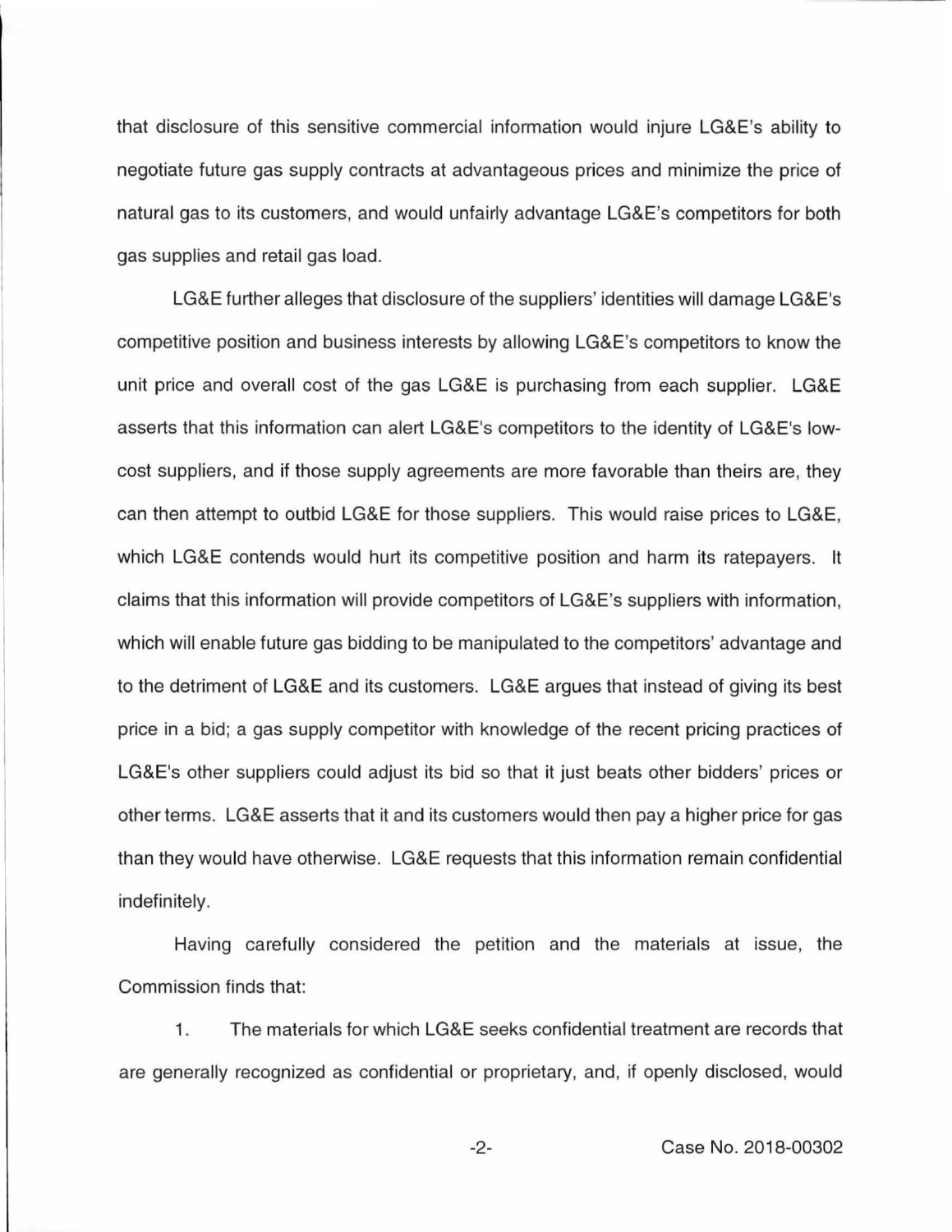that disclosure of this sensitive commercial information would injure LG&E's ability to negotiate future gas supply contracts at advantageous prices and minimize the price of natural gas to its customers, and would unfairly advantage LG&E's competitors for both gas supplies and retail gas load.

LG&E further alleges that disclosure of the suppliers' identities will damage LG&E's competitive position and business interests by allowing LG&E's competitors to know the unit price and overall cost of the gas LG&E is purchasing from each supplier. LG&E asserts that this information can alert LG&E's competitors to the identity of LG&E's low-cost suppliers, and if those supply agreements are more favorable than theirs are, they can then attempt to outbid LG&E for those suppliers. This would raise prices to LG&E, which LG&E contends would hurt its competitive position and harm its ratepayers. It claims that this information will provide competitors of LG&E's suppliers with information, which will enable future gas bidding to be manipulated to the competitors' advantage and to the detriment of LG&E and its customers. LG&E argues that instead of giving its best price in a bid; a gas supply competitor with knowledge of the recent pricing practices of LG&E's other suppliers could adjust its bid so that it just beats other bidders' prices or other terms. LG&E asserts that it and its customers would then pay a higher price for gas than they would have otherwise. LG&E requests that this information remain confidential indefinitely.

Having carefully considered the petition and the materials at issue, the Commission finds that:

1. The materials for which LG&E seeks confidential treatment are records that are generally recognized as confidential or proprietary, and, if openly disclosed, would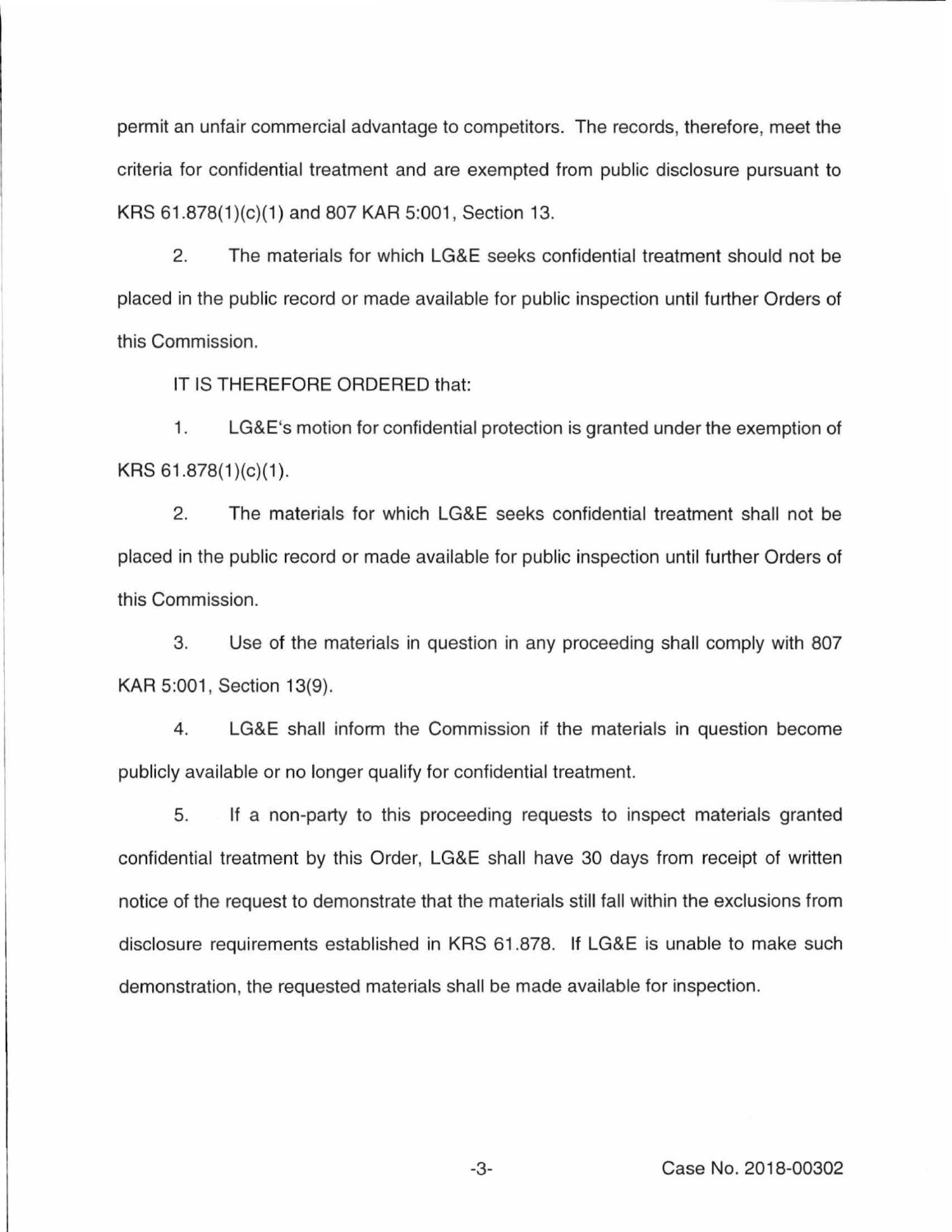permit an unfair commercial advantage to competitors. The records, therefore, meet the criteria for confidential treatment and are exempted from public disclosure pursuant to KRS 61.878(1)(c)(1) and 807 KAR 5:001, Section 13.

2. The materials for which LG&E seeks confidential treatment should not be placed in the public record or made available for public inspection until further Orders of this Commission.

IT IS THEREFORE ORDERED that:

1. LG&E's motion for confidential protection is granted under the exemption of KRS 61.878(1)(c)(1).

2. The materials for which LG&E seeks confidential treatment shall not be placed in the public record or made available for public inspection until further Orders of this Commission.

3. Use of the materials in question in any proceeding shall comply with 807 KAR 5:001, Section 13(9).

4. LG&E shall inform the Commission if the materials in question become publicly available or no longer qualify for confidential treatment.

5. If a non-party to this proceeding requests to inspect materials granted confidential treatment by this Order, LG&E shall have 30 days from receipt of written notice of the request to demonstrate that the materials still fall within the exclusions from disclosure requirements established in KRS 61.878. If LG&E is unable to make such demonstration, the requested materials shall be made available for inspection.

Case No. 2018-00302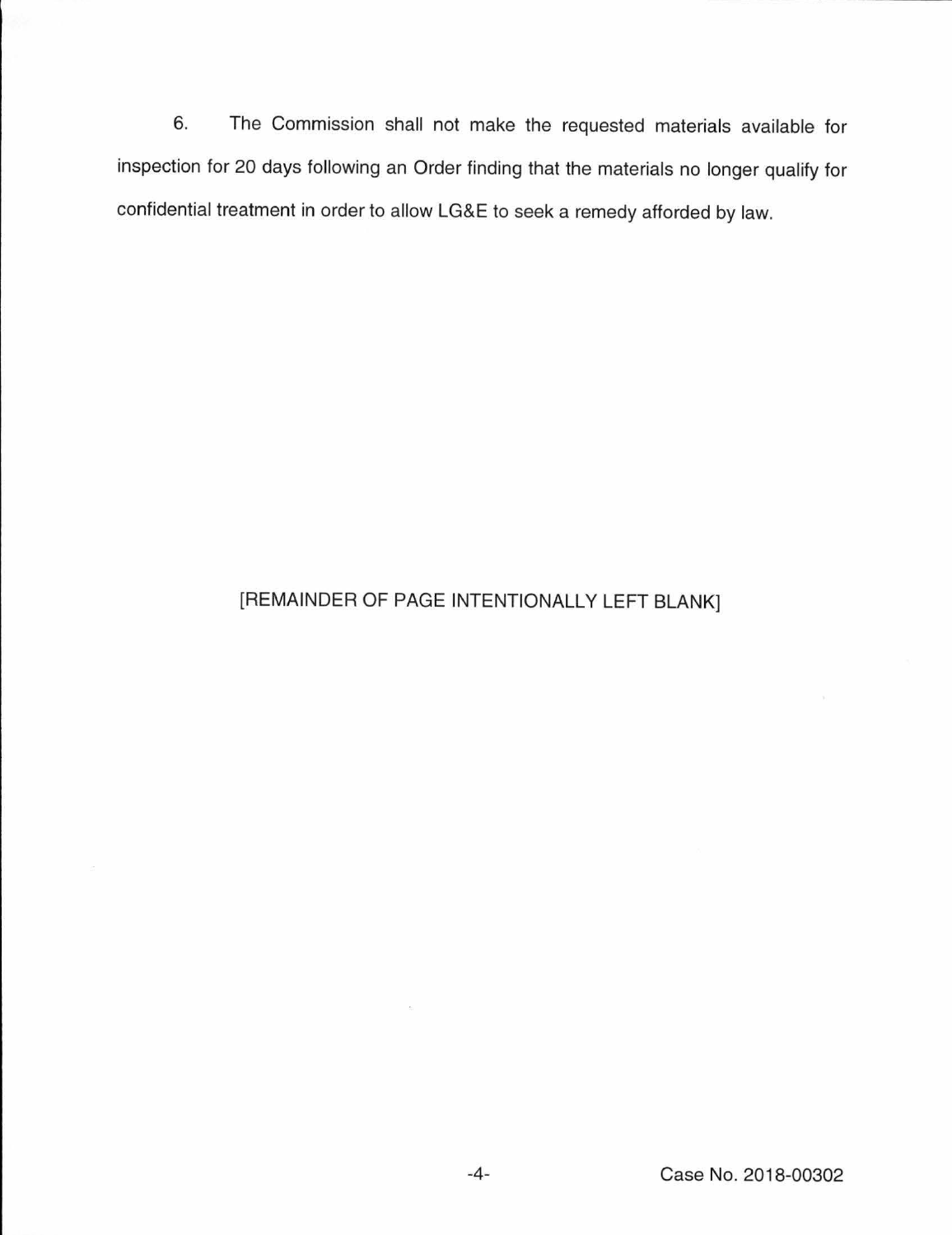6. The Commission shall not make the requested materials available for inspection for 20 days following an Order finding that the materials no longer qualify for confidential treatment in order to allow LG&E to seek a remedy afforded by law.

[REMAINDER OF PAGE INTENTIONALLY LEFT BLANK]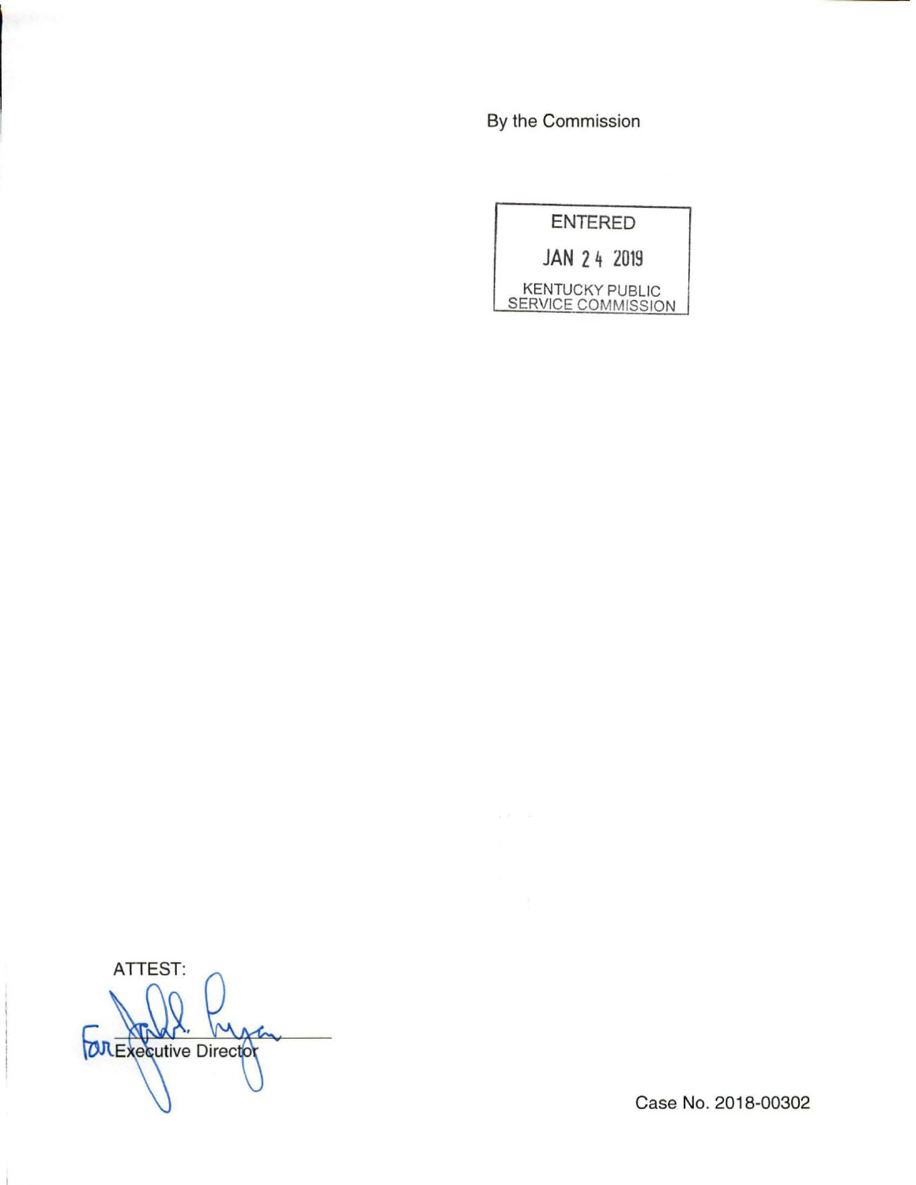By the Commission

ENTERED

JAN 24 2019

KENTUCKY PUBLIC SERVICE COMMISSION

ATTEST:

For Executive Director

Case No. 2018-00302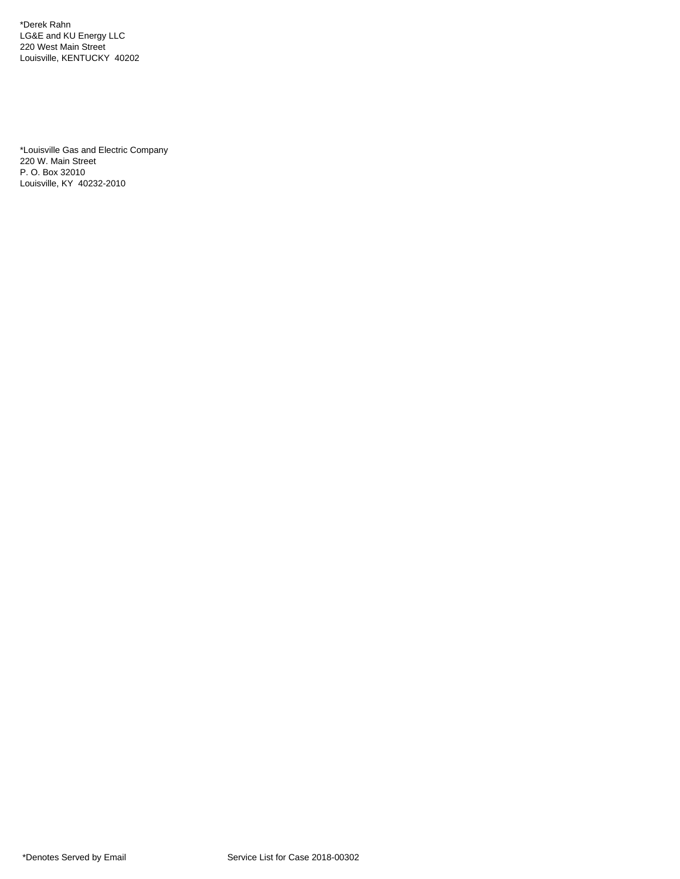*Derek Rahn
LG&E and KU Energy LLC
220 West Main Street
Louisville, KENTUCKY  40202

*Louisville Gas and Electric Company
220 W. Main Street
P. O. Box 32010
Louisville, KY  40232-2010

*Denotes Served by Email

Service List for Case 2018-00302